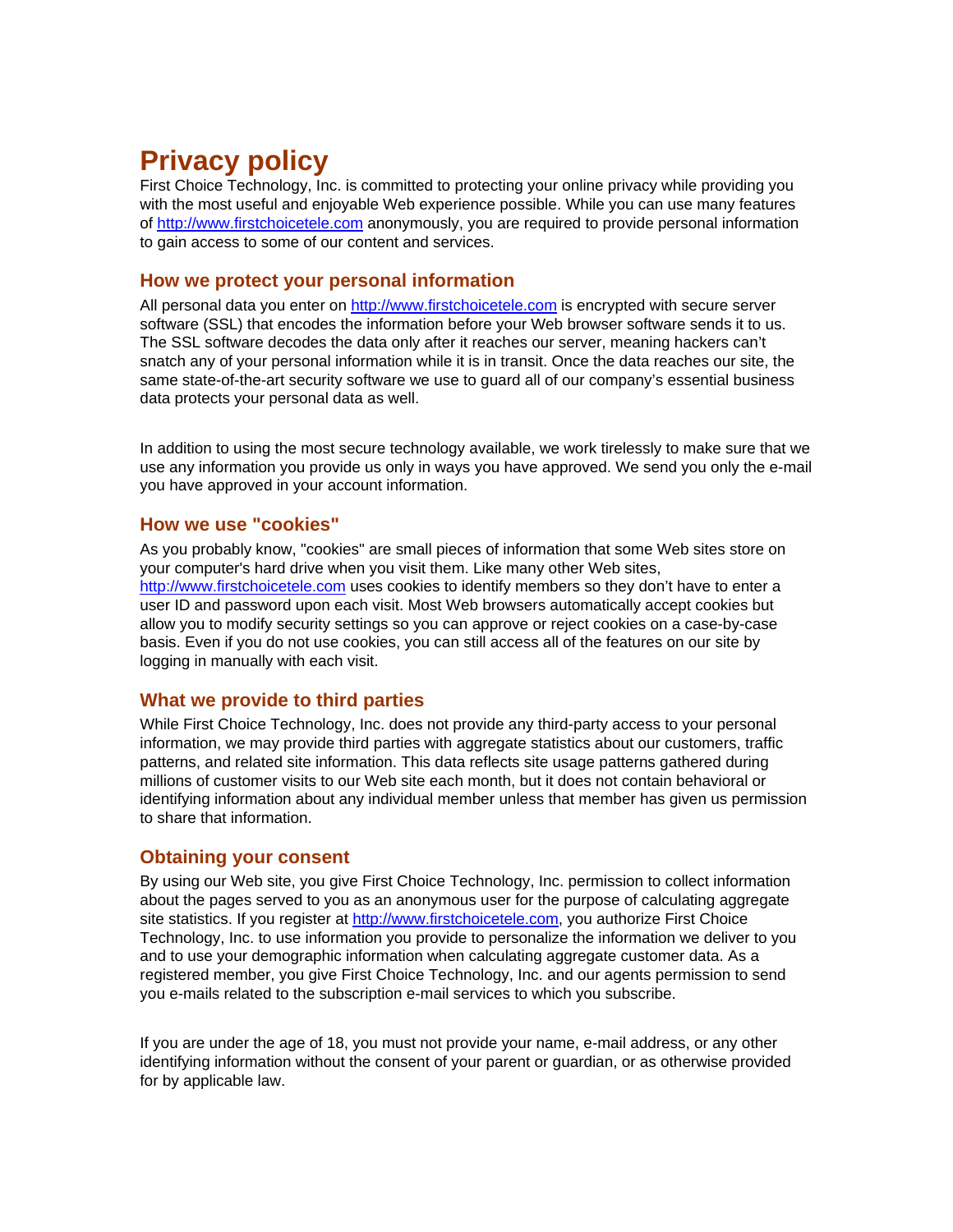# Privacy policy

First Choice Technology, Inc. is committed to protecting your online privacy while providing you with the most useful and enjoyable Web experience possible. While you can use many features of http://www.firstchoicetele.com anonymously, you are required to provide personal information to gain access to some of our content and services.

## How we protect your personal information

All personal data you enter on http://www.firstchoicetele.com is encrypted with secure server software (SSL) that encodes the information before your Web browser software sends it to us. The SSL software decodes the data only after it reaches our server, meaning hackers can't snatch any of your personal information while it is in transit. Once the data reaches our site, the same state-of-the-art security software we use to guard all of our company's essential business data protects your personal data as well.

In addition to using the most secure technology available, we work tirelessly to make sure that we use any information you provide us only in ways you have approved. We send you only the e-mail you have approved in your account information.

## How we use "cookies"

As you probably know, "cookies" are small pieces of information that some Web sites store on your computer's hard drive when you visit them. Like many other Web sites, http://www.firstchoicetele.com uses cookies to identify members so they don't have to enter a user ID and password upon each visit. Most Web browsers automatically accept cookies but allow you to modify security settings so you can approve or reject cookies on a case-by-case basis. Even if you do not use cookies, you can still access all of the features on our site by logging in manually with each visit.

## What we provide to third parties

While First Choice Technology, Inc. does not provide any third-party access to your personal information, we may provide third parties with aggregate statistics about our customers, traffic patterns, and related site information. This data reflects site usage patterns gathered during millions of customer visits to our Web site each month, but it does not contain behavioral or identifying information about any individual member unless that member has given us permission to share that information.

## Obtaining your consent

By using our Web site, you give First Choice Technology, Inc. permission to collect information about the pages served to you as an anonymous user for the purpose of calculating aggregate site statistics. If you register at http://www.firstchoicetele.com, you authorize First Choice Technology, Inc. to use information you provide to personalize the information we deliver to you and to use your demographic information when calculating aggregate customer data. As a registered member, you give First Choice Technology, Inc. and our agents permission to send you e-mails related to the subscription e-mail services to which you subscribe.

If you are under the age of 18, you must not provide your name, e-mail address, or any other identifying information without the consent of your parent or guardian, or as otherwise provided for by applicable law.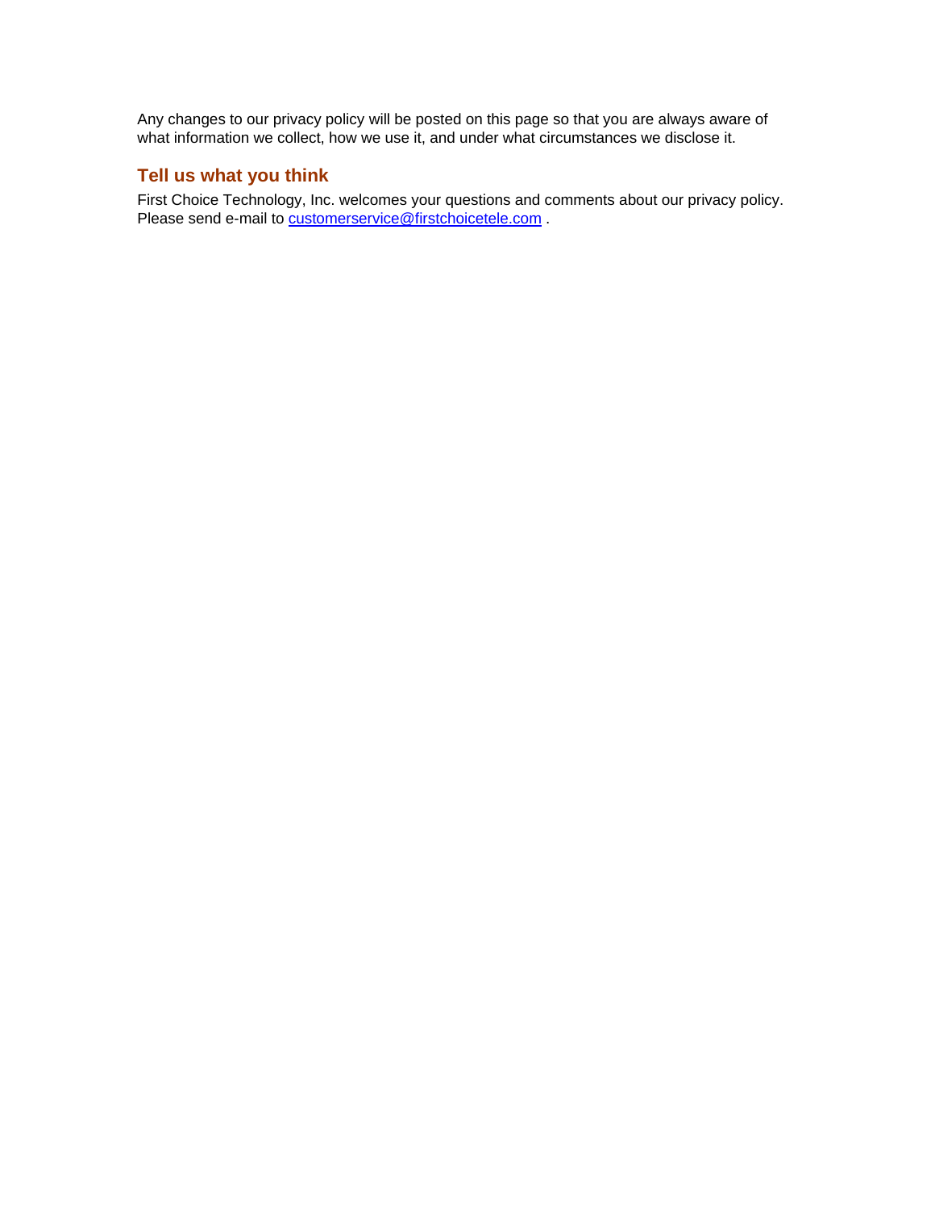Any changes to our privacy policy will be posted on this page so that you are always aware of what information we collect, how we use it, and under what circumstances we disclose it.

## Tell us what you think

First Choice Technology, Inc. welcomes your questions and comments about our privacy policy. Please send e-mail to customerservice@firstchoicetele.com .